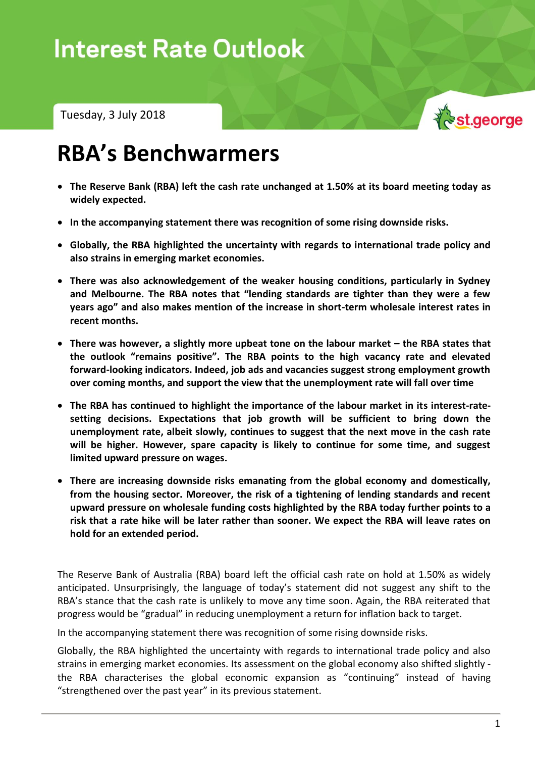# Interest Rate Outlook

Tuesday, 3 July 2018

st.george

# RBA's Benchwarmers

- **The Reserve Bank (RBA) left the cash rate unchanged at 1.50% at its board meeting today as widely expected.**
- **In the accompanying statement there was recognition of some rising downside risks.**
- **Globally, the RBA highlighted the uncertainty with regards to international trade policy and also strains in emerging market economies.**
- **There was also acknowledgement of the weaker housing conditions, particularly in Sydney and Melbourne. The RBA notes that "lending standards are tighter than they were a few years ago" and also makes mention of the increase in short-term wholesale interest rates in recent months.**
- **There was however, a slightly more upbeat tone on the labour market – the RBA states that the outlook "remains positive". The RBA points to the high vacancy rate and elevated forward-looking indicators. Indeed, job ads and vacancies suggest strong employment growth over coming months, and support the view that the unemployment rate will fall over time**
- **The RBA has continued to highlight the importance of the labour market in its interest-rate-setting decisions. Expectations that job growth will be sufficient to bring down the unemployment rate, albeit slowly, continues to suggest that the next move in the cash rate will be higher. However, spare capacity is likely to continue for some time, and suggest limited upward pressure on wages.**
- **There are increasing downside risks emanating from the global economy and domestically, from the housing sector. Moreover, the risk of a tightening of lending standards and recent upward pressure on wholesale funding costs highlighted by the RBA today further points to a risk that a rate hike will be later rather than sooner. We expect the RBA will leave rates on hold for an extended period.**

The Reserve Bank of Australia (RBA) board left the official cash rate on hold at 1.50% as widely anticipated. Unsurprisingly, the language of today's statement did not suggest any shift to the RBA's stance that the cash rate is unlikely to move any time soon. Again, the RBA reiterated that progress would be "gradual" in reducing unemployment a return for inflation back to target.

In the accompanying statement there was recognition of some rising downside risks.

Globally, the RBA highlighted the uncertainty with regards to international trade policy and also strains in emerging market economies. Its assessment on the global economy also shifted slightly - the RBA characterises the global economic expansion as "continuing" instead of having "strengthened over the past year" in its previous statement.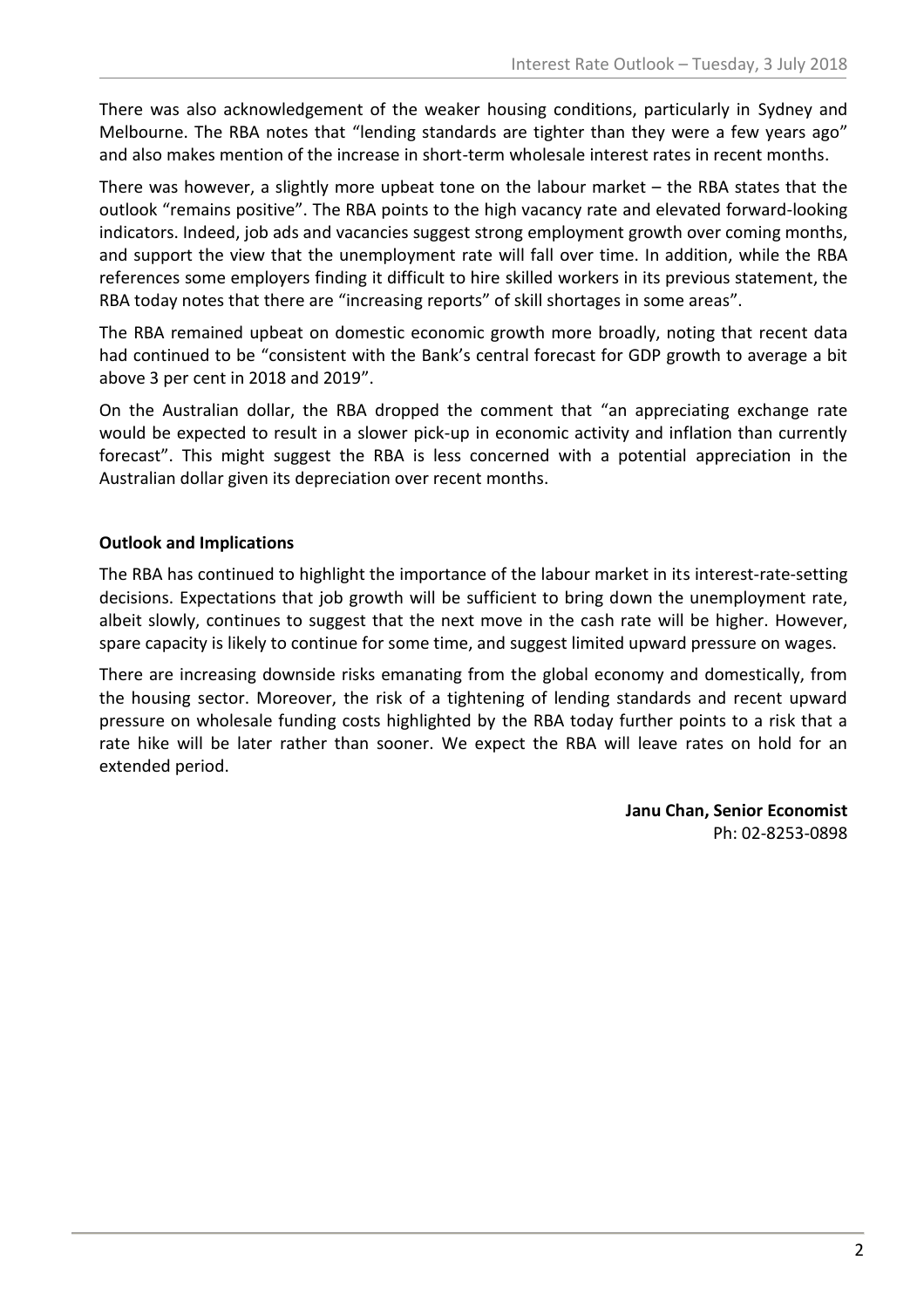There was also acknowledgement of the weaker housing conditions, particularly in Sydney and Melbourne. The RBA notes that "lending standards are tighter than they were a few years ago" and also makes mention of the increase in short-term wholesale interest rates in recent months.

There was however, a slightly more upbeat tone on the labour market – the RBA states that the outlook "remains positive". The RBA points to the high vacancy rate and elevated forward-looking indicators. Indeed, job ads and vacancies suggest strong employment growth over coming months, and support the view that the unemployment rate will fall over time. In addition, while the RBA references some employers finding it difficult to hire skilled workers in its previous statement, the RBA today notes that there are "increasing reports" of skill shortages in some areas".

The RBA remained upbeat on domestic economic growth more broadly, noting that recent data had continued to be "consistent with the Bank's central forecast for GDP growth to average a bit above 3 per cent in 2018 and 2019".

On the Australian dollar, the RBA dropped the comment that "an appreciating exchange rate would be expected to result in a slower pick-up in economic activity and inflation than currently forecast". This might suggest the RBA is less concerned with a potential appreciation in the Australian dollar given its depreciation over recent months.

**Outlook and Implications**

The RBA has continued to highlight the importance of the labour market in its interest-rate-setting decisions. Expectations that job growth will be sufficient to bring down the unemployment rate, albeit slowly, continues to suggest that the next move in the cash rate will be higher. However, spare capacity is likely to continue for some time, and suggest limited upward pressure on wages.

There are increasing downside risks emanating from the global economy and domestically, from the housing sector. Moreover, the risk of a tightening of lending standards and recent upward pressure on wholesale funding costs highlighted by the RBA today further points to a risk that a rate hike will be later rather than sooner. We expect the RBA will leave rates on hold for an extended period.

**Janu Chan, Senior Economist**
Ph: 02-8253-0898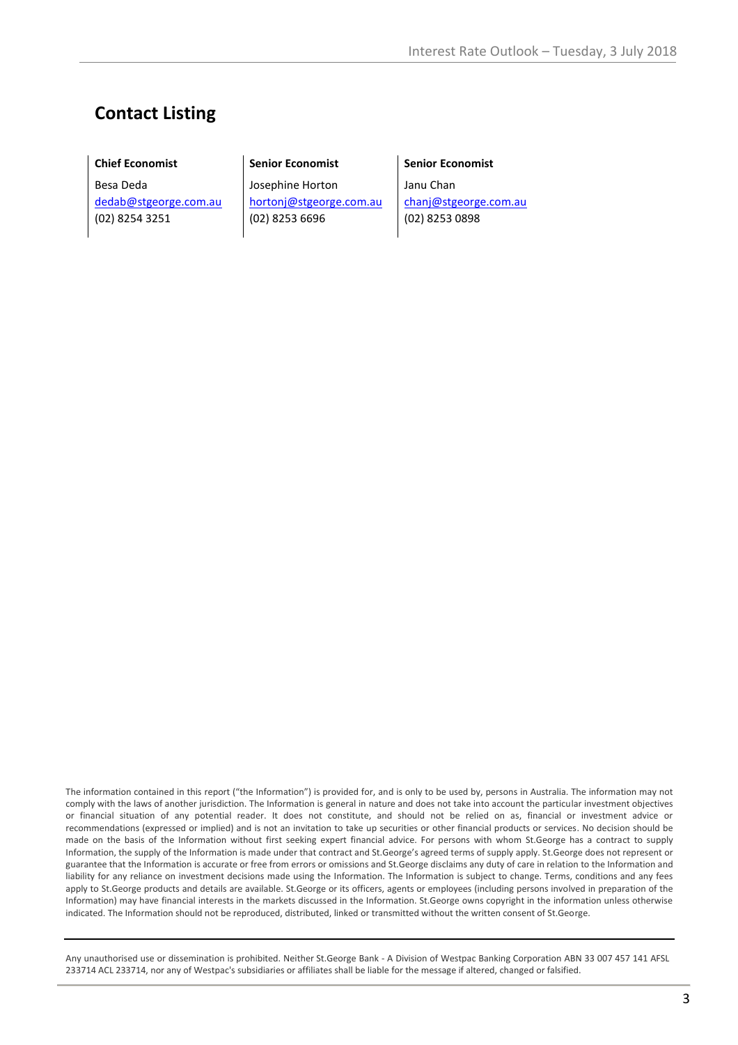## Contact Listing

| Chief Economist | Senior Economist | Senior Economist |
|---|---|---|
| Besa Deda | Josephine Horton | Janu Chan |
| dedab@stgeorge.com.au | hortonj@stgeorge.com.au | chanj@stgeorge.com.au |
| (02) 8254 3251 | (02) 8253 6696 | (02) 8253 0898 |

The information contained in this report ("the Information") is provided for, and is only to be used by, persons in Australia. The information may not comply with the laws of another jurisdiction. The Information is general in nature and does not take into account the particular investment objectives or financial situation of any potential reader. It does not constitute, and should not be relied on as, financial or investment advice or recommendations (expressed or implied) and is not an invitation to take up securities or other financial products or services. No decision should be made on the basis of the Information without first seeking expert financial advice. For persons with whom St.George has a contract to supply Information, the supply of the Information is made under that contract and St.George's agreed terms of supply apply. St.George does not represent or guarantee that the Information is accurate or free from errors or omissions and St.George disclaims any duty of care in relation to the Information and liability for any reliance on investment decisions made using the Information. The Information is subject to change. Terms, conditions and any fees apply to St.George products and details are available. St.George or its officers, agents or employees (including persons involved in preparation of the Information) may have financial interests in the markets discussed in the Information. St.George owns copyright in the information unless otherwise indicated. The Information should not be reproduced, distributed, linked or transmitted without the written consent of St.George.

Any unauthorised use or dissemination is prohibited. Neither St.George Bank - A Division of Westpac Banking Corporation ABN 33 007 457 141 AFSL 233714 ACL 233714, nor any of Westpac's subsidiaries or affiliates shall be liable for the message if altered, changed or falsified.